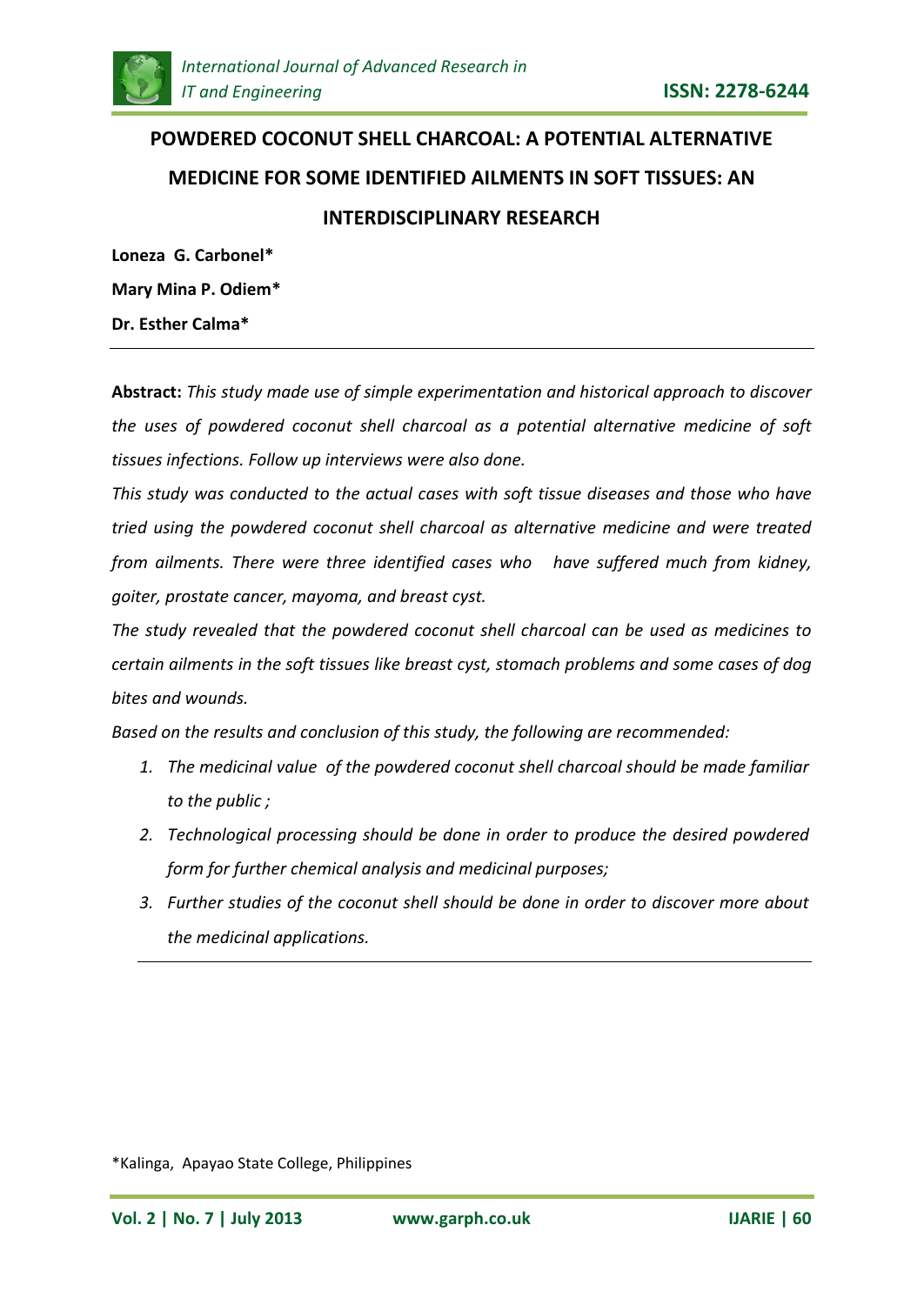# POWDERED COCONUT SHELL CHARCOAL: A POTENTIAL ALTERNATIVE MEDICINE FOR SOME IDENTIFIED AILMENTS IN SOFT TISSUES: AN INTERDISCIPLINARY RESEARCH

**Loneza G. Carbonel***

**Mary Mina P. Odiem***

**Dr. Esther Calma***

---

**Abstract:** *This study made use of simple experimentation and historical approach to discover the uses of powdered coconut shell charcoal as a potential alternative medicine of soft tissues infections. Follow up interviews were also done.*

*This study was conducted to the actual cases with soft tissue diseases and those who have tried using the powdered coconut shell charcoal as alternative medicine and were treated from ailments. There were three identified cases who have suffered much from kidney, goiter, prostate cancer, mayoma, and breast cyst.*

*The study revealed that the powdered coconut shell charcoal can be used as medicines to certain ailments in the soft tissues like breast cyst, stomach problems and some cases of dog bites and wounds.*

*Based on the results and conclusion of this study, the following are recommended:*

1. *The medicinal value of the powdered coconut shell charcoal should be made familiar to the public ;*
2. *Technological processing should be done in order to produce the desired powdered form for further chemical analysis and medicinal purposes;*
3. *Further studies of the coconut shell should be done in order to discover more about the medicinal applications.*

---

*Kalinga, Apayao State College, Philippines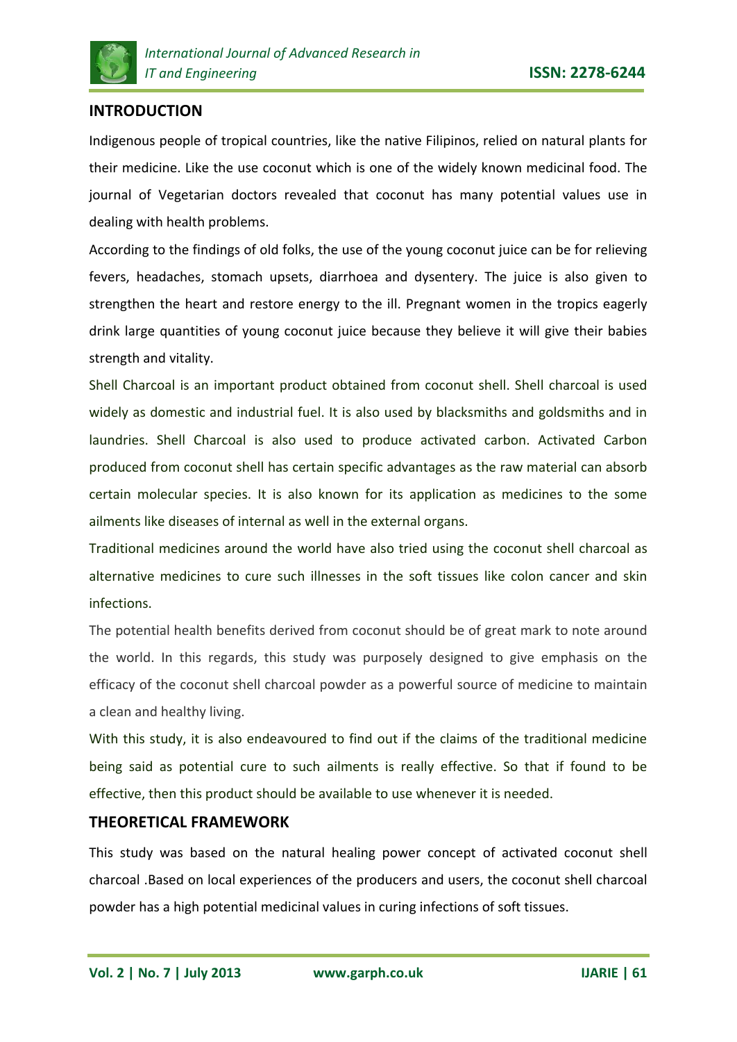## INTRODUCTION

Indigenous people of tropical countries, like the native Filipinos, relied on natural plants for their medicine. Like the use coconut which is one of the widely known medicinal food. The journal of Vegetarian doctors revealed that coconut has many potential values use in dealing with health problems.

According to the findings of old folks, the use of the young coconut juice can be for relieving fevers, headaches, stomach upsets, diarrhoea and dysentery. The juice is also given to strengthen the heart and restore energy to the ill. Pregnant women in the tropics eagerly drink large quantities of young coconut juice because they believe it will give their babies strength and vitality.

Shell Charcoal is an important product obtained from coconut shell. Shell charcoal is used widely as domestic and industrial fuel. It is also used by blacksmiths and goldsmiths and in laundries. Shell Charcoal is also used to produce activated carbon. Activated Carbon produced from coconut shell has certain specific advantages as the raw material can absorb certain molecular species. It is also known for its application as medicines to the some ailments like diseases of internal as well in the external organs.

Traditional medicines around the world have also tried using the coconut shell charcoal as alternative medicines to cure such illnesses in the soft tissues like colon cancer and skin infections.

The potential health benefits derived from coconut should be of great mark to note around the world. In this regards, this study was purposely designed to give emphasis on the efficacy of the coconut shell charcoal powder as a powerful source of medicine to maintain a clean and healthy living.

With this study, it is also endeavoured to find out if the claims of the traditional medicine being said as potential cure to such ailments is really effective. So that if found to be effective, then this product should be available to use whenever it is needed.

## THEORETICAL FRAMEWORK

This study was based on the natural healing power concept of activated coconut shell charcoal .Based on local experiences of the producers and users, the coconut shell charcoal powder has a high potential medicinal values in curing infections of soft tissues.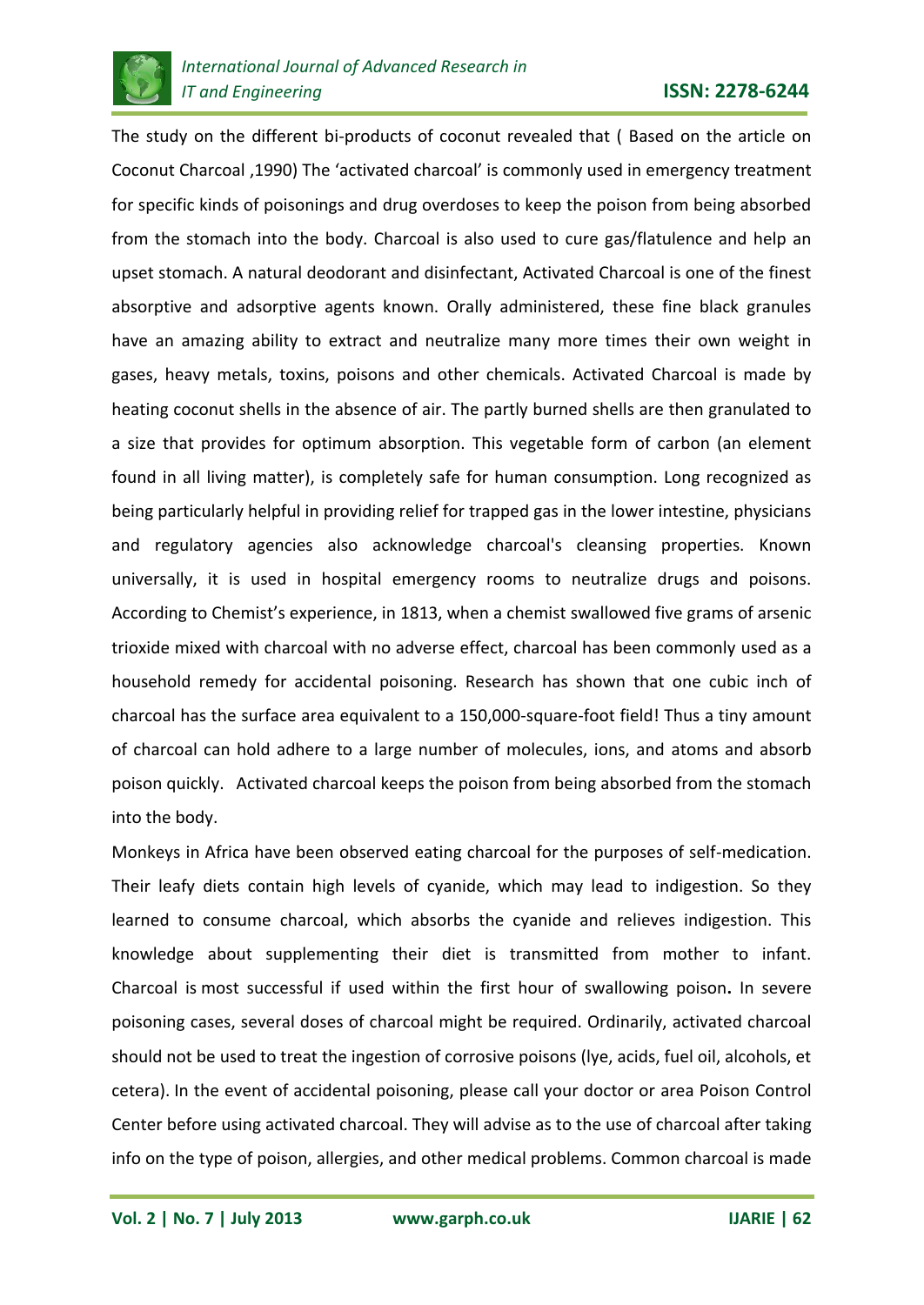The study on the different bi-products of coconut revealed that ( Based on the article on Coconut Charcoal ,1990) The 'activated charcoal' is commonly used in emergency treatment for specific kinds of poisonings and drug overdoses to keep the poison from being absorbed from the stomach into the body. Charcoal is also used to cure gas/flatulence and help an upset stomach. A natural deodorant and disinfectant, Activated Charcoal is one of the finest absorptive and adsorptive agents known. Orally administered, these fine black granules have an amazing ability to extract and neutralize many more times their own weight in gases, heavy metals, toxins, poisons and other chemicals. Activated Charcoal is made by heating coconut shells in the absence of air. The partly burned shells are then granulated to a size that provides for optimum absorption. This vegetable form of carbon (an element found in all living matter), is completely safe for human consumption. Long recognized as being particularly helpful in providing relief for trapped gas in the lower intestine, physicians and regulatory agencies also acknowledge charcoal's cleansing properties. Known universally, it is used in hospital emergency rooms to neutralize drugs and poisons. According to Chemist's experience, in 1813, when a chemist swallowed five grams of arsenic trioxide mixed with charcoal with no adverse effect, charcoal has been commonly used as a household remedy for accidental poisoning. Research has shown that one cubic inch of charcoal has the surface area equivalent to a 150,000-square-foot field! Thus a tiny amount of charcoal can hold adhere to a large number of molecules, ions, and atoms and absorb poison quickly. Activated charcoal keeps the poison from being absorbed from the stomach into the body.

Monkeys in Africa have been observed eating charcoal for the purposes of self-medication. Their leafy diets contain high levels of cyanide, which may lead to indigestion. So they learned to consume charcoal, which absorbs the cyanide and relieves indigestion. This knowledge about supplementing their diet is transmitted from mother to infant. Charcoal is most successful if used within the first hour of swallowing poison**.** In severe poisoning cases, several doses of charcoal might be required. Ordinarily, activated charcoal should not be used to treat the ingestion of corrosive poisons (lye, acids, fuel oil, alcohols, et cetera). In the event of accidental poisoning, please call your doctor or area Poison Control Center before using activated charcoal. They will advise as to the use of charcoal after taking info on the type of poison, allergies, and other medical problems. Common charcoal is made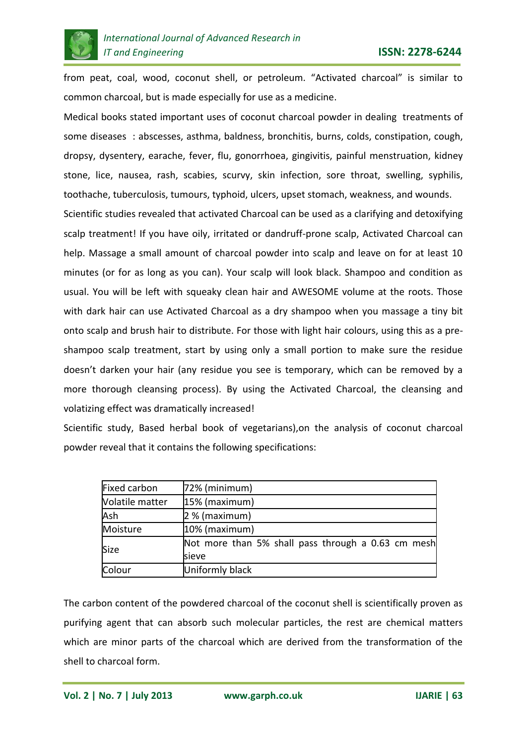from peat, coal, wood, coconut shell, or petroleum. "Activated charcoal" is similar to common charcoal, but is made especially for use as a medicine.

Medical books stated important uses of coconut charcoal powder in dealing treatments of some diseases : abscesses, asthma, baldness, bronchitis, burns, colds, constipation, cough, dropsy, dysentery, earache, fever, flu, gonorrhoea, gingivitis, painful menstruation, kidney stone, lice, nausea, rash, scabies, scurvy, skin infection, sore throat, swelling, syphilis, toothache, tuberculosis, tumours, typhoid, ulcers, upset stomach, weakness, and wounds.

Scientific studies revealed that activated Charcoal can be used as a clarifying and detoxifying scalp treatment! If you have oily, irritated or dandruff-prone scalp, Activated Charcoal can help. Massage a small amount of charcoal powder into scalp and leave on for at least 10 minutes (or for as long as you can). Your scalp will look black. Shampoo and condition as usual. You will be left with squeaky clean hair and AWESOME volume at the roots. Those with dark hair can use Activated Charcoal as a dry shampoo when you massage a tiny bit onto scalp and brush hair to distribute. For those with light hair colours, using this as a pre-shampoo scalp treatment, start by using only a small portion to make sure the residue doesn't darken your hair (any residue you see is temporary, which can be removed by a more thorough cleansing process). By using the Activated Charcoal, the cleansing and volatizing effect was dramatically increased!

Scientific study, Based herbal book of vegetarians),on the analysis of coconut charcoal powder reveal that it contains the following specifications:

| Fixed carbon | 72% (minimum) |
|---|---|
| Volatile matter | 15% (maximum) |
| Ash | 2 % (maximum) |
| Moisture | 10% (maximum) |
| Size | Not more than 5% shall pass through a 0.63 cm mesh sieve |
| Colour | Uniformly black |

The carbon content of the powdered charcoal of the coconut shell is scientifically proven as purifying agent that can absorb such molecular particles, the rest are chemical matters which are minor parts of the charcoal which are derived from the transformation of the shell to charcoal form.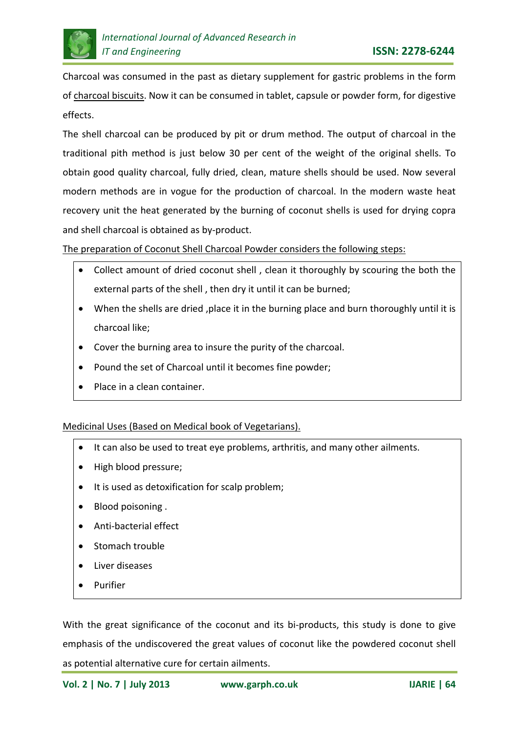Charcoal was consumed in the past as dietary supplement for gastric problems in the form of charcoal biscuits. Now it can be consumed in tablet, capsule or powder form, for digestive effects.

The shell charcoal can be produced by pit or drum method. The output of charcoal in the traditional pith method is just below 30 per cent of the weight of the original shells. To obtain good quality charcoal, fully dried, clean, mature shells should be used. Now several modern methods are in vogue for the production of charcoal. In the modern waste heat recovery unit the heat generated by the burning of coconut shells is used for drying copra and shell charcoal is obtained as by-product.

The preparation of Coconut Shell Charcoal Powder considers the following steps:

- Collect amount of dried coconut shell , clean it thoroughly by scouring the both the external parts of the shell , then dry it until it can be burned;
- When the shells are dried ,place it in the burning place and burn thoroughly until it is charcoal like;
- Cover the burning area to insure the purity of the charcoal.
- Pound the set of Charcoal until it becomes fine powder;
- Place in a clean container.

Medicinal Uses (Based on Medical book of Vegetarians).

- It can also be used to treat eye problems, arthritis, and many other ailments.
- High blood pressure;
- It is used as detoxification for scalp problem;
- Blood poisoning .
- Anti-bacterial effect
- Stomach trouble
- Liver diseases
- Purifier

With the great significance of the coconut and its bi-products, this study is done to give emphasis of the undiscovered the great values of coconut like the powdered coconut shell as potential alternative cure for certain ailments.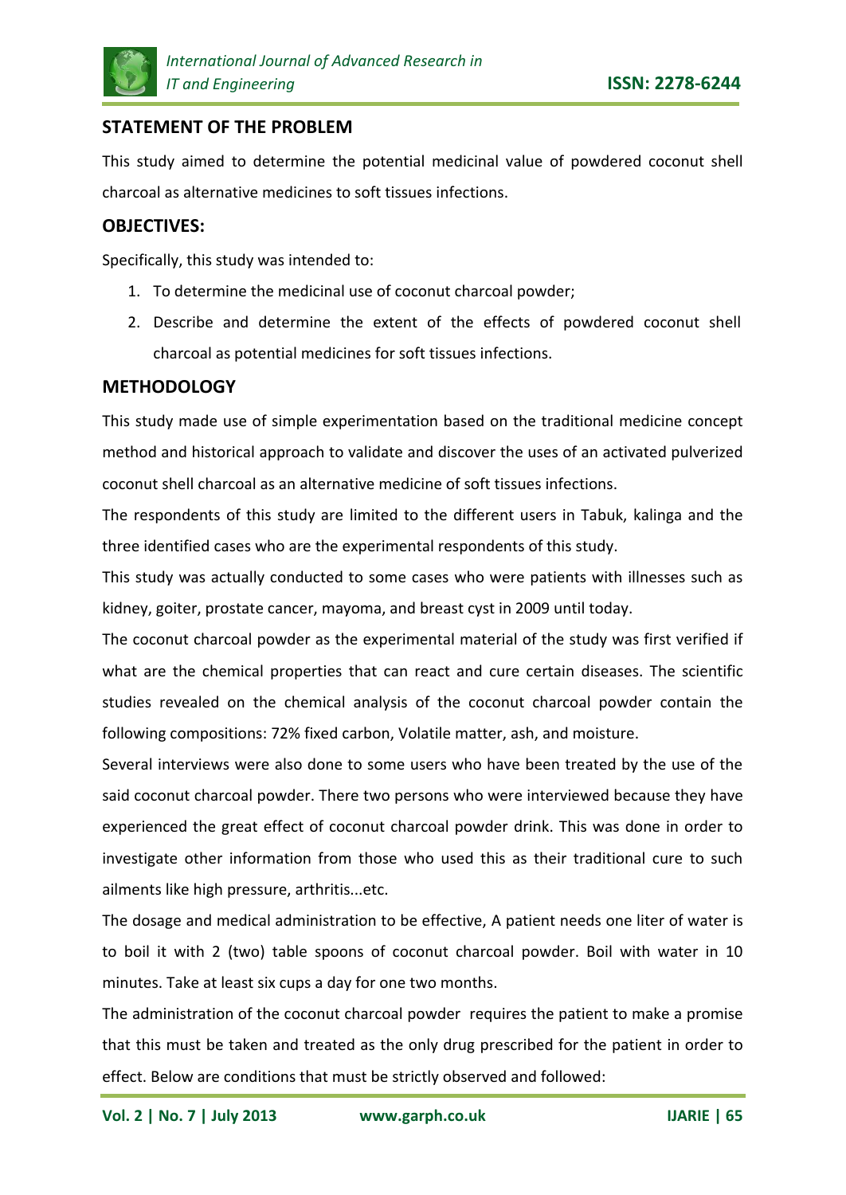## STATEMENT OF THE PROBLEM

This study aimed to determine the potential medicinal value of powdered coconut shell charcoal as alternative medicines to soft tissues infections.

## OBJECTIVES:

Specifically, this study was intended to:

1. To determine the medicinal use of coconut charcoal powder;
2. Describe and determine the extent of the effects of powdered coconut shell charcoal as potential medicines for soft tissues infections.

## METHODOLOGY

This study made use of simple experimentation based on the traditional medicine concept method and historical approach to validate and discover the uses of an activated pulverized coconut shell charcoal as an alternative medicine of soft tissues infections.

The respondents of this study are limited to the different users in Tabuk, kalinga and the three identified cases who are the experimental respondents of this study.

This study was actually conducted to some cases who were patients with illnesses such as kidney, goiter, prostate cancer, mayoma, and breast cyst in 2009 until today.

The coconut charcoal powder as the experimental material of the study was first verified if what are the chemical properties that can react and cure certain diseases. The scientific studies revealed on the chemical analysis of the coconut charcoal powder contain the following compositions: 72% fixed carbon, Volatile matter, ash, and moisture.

Several interviews were also done to some users who have been treated by the use of the said coconut charcoal powder. There two persons who were interviewed because they have experienced the great effect of coconut charcoal powder drink. This was done in order to investigate other information from those who used this as their traditional cure to such ailments like high pressure, arthritis...etc.

The dosage and medical administration to be effective, A patient needs one liter of water is to boil it with 2 (two) table spoons of coconut charcoal powder. Boil with water in 10 minutes. Take at least six cups a day for one two months.

The administration of the coconut charcoal powder requires the patient to make a promise that this must be taken and treated as the only drug prescribed for the patient in order to effect. Below are conditions that must be strictly observed and followed: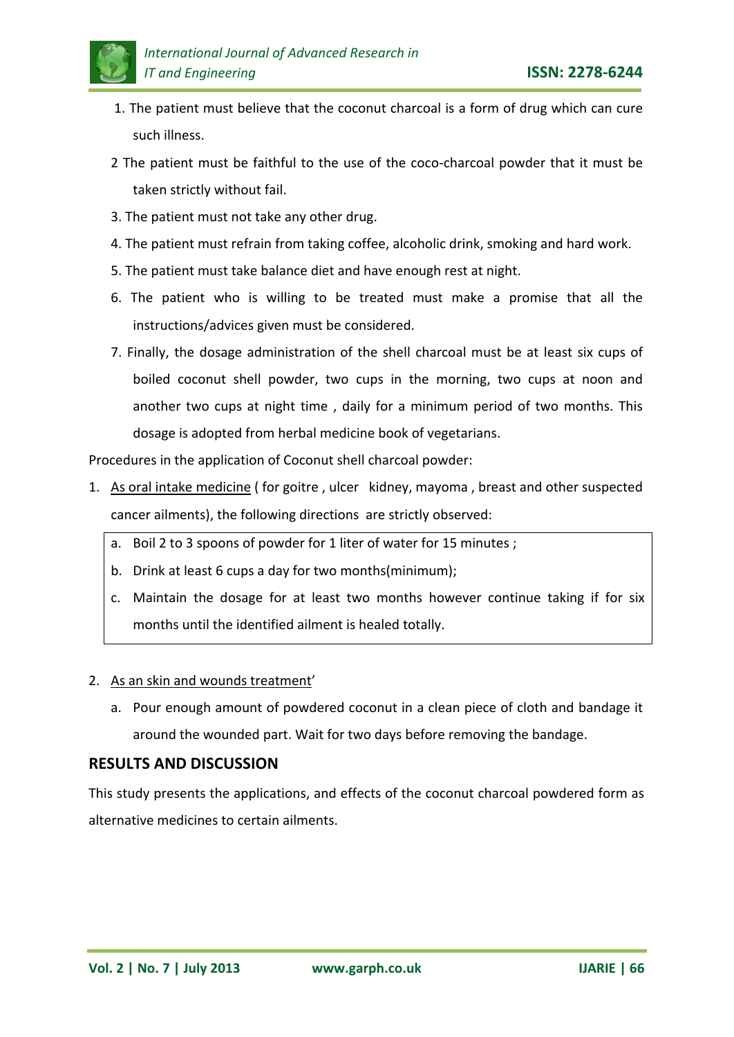1. The patient must believe that the coconut charcoal is a form of drug which can cure such illness.
2 The patient must be faithful to the use of the coco-charcoal powder that it must be taken strictly without fail.
3. The patient must not take any other drug.
4. The patient must refrain from taking coffee, alcoholic drink, smoking and hard work.
5. The patient must take balance diet and have enough rest at night.
6. The patient who is willing to be treated must make a promise that all the instructions/advices given must be considered.
7. Finally, the dosage administration of the shell charcoal must be at least six cups of boiled coconut shell powder, two cups in the morning, two cups at noon and another two cups at night time , daily for a minimum period of two months. This dosage is adopted from herbal medicine book of vegetarians.

Procedures in the application of Coconut shell charcoal powder:

1. As oral intake medicine ( for goitre , ulcer kidney, mayoma , breast and other suspected cancer ailments), the following directions are strictly observed:
   a. Boil 2 to 3 spoons of powder for 1 liter of water for 15 minutes ;
   b. Drink at least 6 cups a day for two months(minimum);
   c. Maintain the dosage for at least two months however continue taking if for six months until the identified ailment is healed totally.

2. As an skin and wounds treatment'
   a. Pour enough amount of powdered coconut in a clean piece of cloth and bandage it around the wounded part. Wait for two days before removing the bandage.

## RESULTS AND DISCUSSION

This study presents the applications, and effects of the coconut charcoal powdered form as alternative medicines to certain ailments.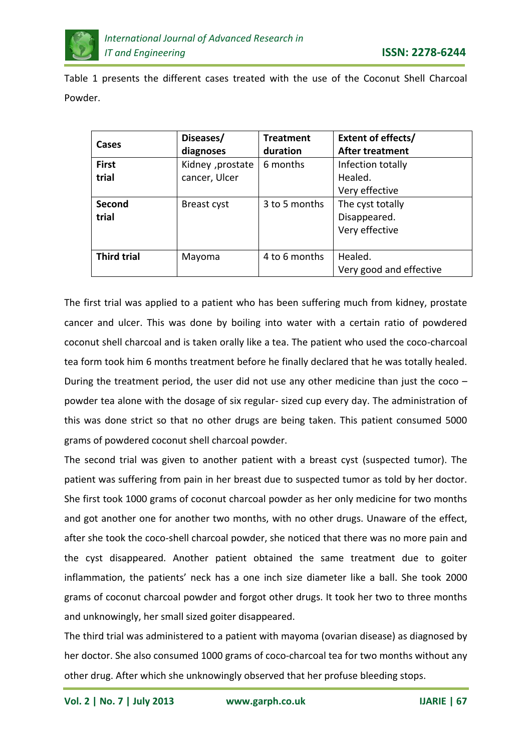Table 1 presents the different cases treated with the use of the Coconut Shell Charcoal Powder.

| Cases | Diseases/ diagnoses | Treatment duration | Extent of effects/ After treatment |
|---|---|---|---|
| **First trial** | Kidney ,prostate cancer, Ulcer | 6 months | Infection totally Healed. Very effective |
| **Second trial** | Breast cyst | 3 to 5 months | The cyst totally Disappeared. Very effective |
| **Third trial** | Mayoma | 4 to 6 months | Healed. Very good and effective |

The first trial was applied to a patient who has been suffering much from kidney, prostate cancer and ulcer. This was done by boiling into water with a certain ratio of powdered coconut shell charcoal and is taken orally like a tea. The patient who used the coco-charcoal tea form took him 6 months treatment before he finally declared that he was totally healed. During the treatment period, the user did not use any other medicine than just the coco – powder tea alone with the dosage of six regular- sized cup every day. The administration of this was done strict so that no other drugs are being taken. This patient consumed 5000 grams of powdered coconut shell charcoal powder.

The second trial was given to another patient with a breast cyst (suspected tumor). The patient was suffering from pain in her breast due to suspected tumor as told by her doctor. She first took 1000 grams of coconut charcoal powder as her only medicine for two months and got another one for another two months, with no other drugs. Unaware of the effect, after she took the coco-shell charcoal powder, she noticed that there was no more pain and the cyst disappeared. Another patient obtained the same treatment due to goiter inflammation, the patients' neck has a one inch size diameter like a ball. She took 2000 grams of coconut charcoal powder and forgot other drugs. It took her two to three months and unknowingly, her small sized goiter disappeared.

The third trial was administered to a patient with mayoma (ovarian disease) as diagnosed by her doctor. She also consumed 1000 grams of coco-charcoal tea for two months without any other drug. After which she unknowingly observed that her profuse bleeding stops.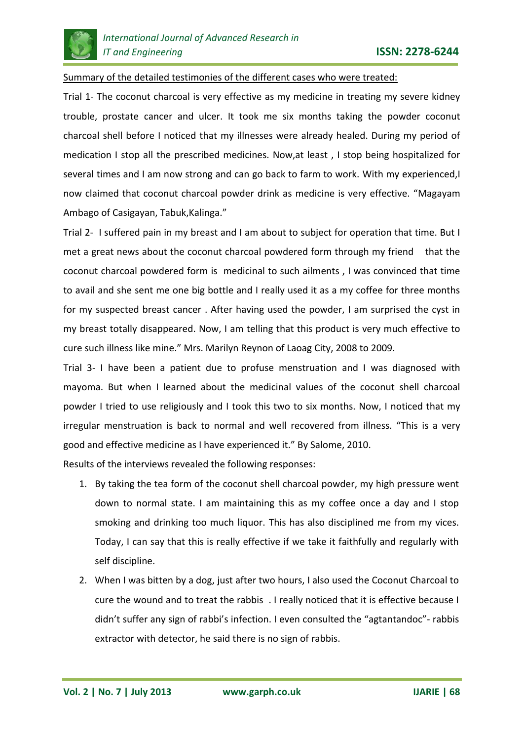Summary of the detailed testimonies of the different cases who were treated:

Trial 1- The coconut charcoal is very effective as my medicine in treating my severe kidney trouble, prostate cancer and ulcer. It took me six months taking the powder coconut charcoal shell before I noticed that my illnesses were already healed. During my period of medication I stop all the prescribed medicines. Now,at least , I stop being hospitalized for several times and I am now strong and can go back to farm to work. With my experienced,I now claimed that coconut charcoal powder drink as medicine is very effective. "Magayam Ambago of Casigayan, Tabuk,Kalinga."

Trial 2- I suffered pain in my breast and I am about to subject for operation that time. But I met a great news about the coconut charcoal powdered form through my friend that the coconut charcoal powdered form is medicinal to such ailments , I was convinced that time to avail and she sent me one big bottle and I really used it as a my coffee for three months for my suspected breast cancer . After having used the powder, I am surprised the cyst in my breast totally disappeared. Now, I am telling that this product is very much effective to cure such illness like mine." Mrs. Marilyn Reynon of Laoag City, 2008 to 2009.

Trial 3- I have been a patient due to profuse menstruation and I was diagnosed with mayoma. But when I learned about the medicinal values of the coconut shell charcoal powder I tried to use religiously and I took this two to six months. Now, I noticed that my irregular menstruation is back to normal and well recovered from illness. "This is a very good and effective medicine as I have experienced it." By Salome, 2010.

Results of the interviews revealed the following responses:

1. By taking the tea form of the coconut shell charcoal powder, my high pressure went down to normal state. I am maintaining this as my coffee once a day and I stop smoking and drinking too much liquor. This has also disciplined me from my vices. Today, I can say that this is really effective if we take it faithfully and regularly with self discipline.
2. When I was bitten by a dog, just after two hours, I also used the Coconut Charcoal to cure the wound and to treat the rabbis . I really noticed that it is effective because I didn't suffer any sign of rabbi's infection. I even consulted the "agtantandoc"- rabbis extractor with detector, he said there is no sign of rabbis.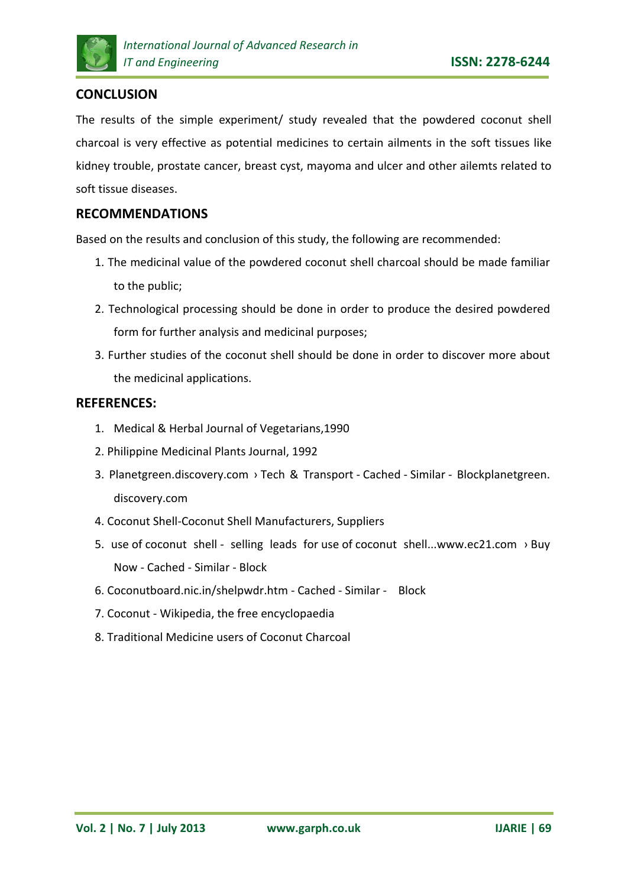## CONCLUSION

The results of the simple experiment/ study revealed that the powdered coconut shell charcoal is very effective as potential medicines to certain ailments in the soft tissues like kidney trouble, prostate cancer, breast cyst, mayoma and ulcer and other ailemts related to soft tissue diseases.

## RECOMMENDATIONS

Based on the results and conclusion of this study, the following are recommended:

1. The medicinal value of the powdered coconut shell charcoal should be made familiar to the public;
2. Technological processing should be done in order to produce the desired powdered form for further analysis and medicinal purposes;
3. Further studies of the coconut shell should be done in order to discover more about the medicinal applications.

## REFERENCES:

1. Medical & Herbal Journal of Vegetarians,1990
2. Philippine Medicinal Plants Journal, 1992
3. Planetgreen.discovery.com › Tech & Transport - Cached - Similar - Blockplanetgreen. discovery.com
4. Coconut Shell-Coconut Shell Manufacturers, Suppliers
5. use of coconut shell - selling leads for use of coconut shell...www.ec21.com › Buy Now - Cached - Similar - Block
6. Coconutboard.nic.in/shelpwdr.htm - Cached - Similar - Block
7. Coconut - Wikipedia, the free encyclopaedia
8. Traditional Medicine users of Coconut Charcoal